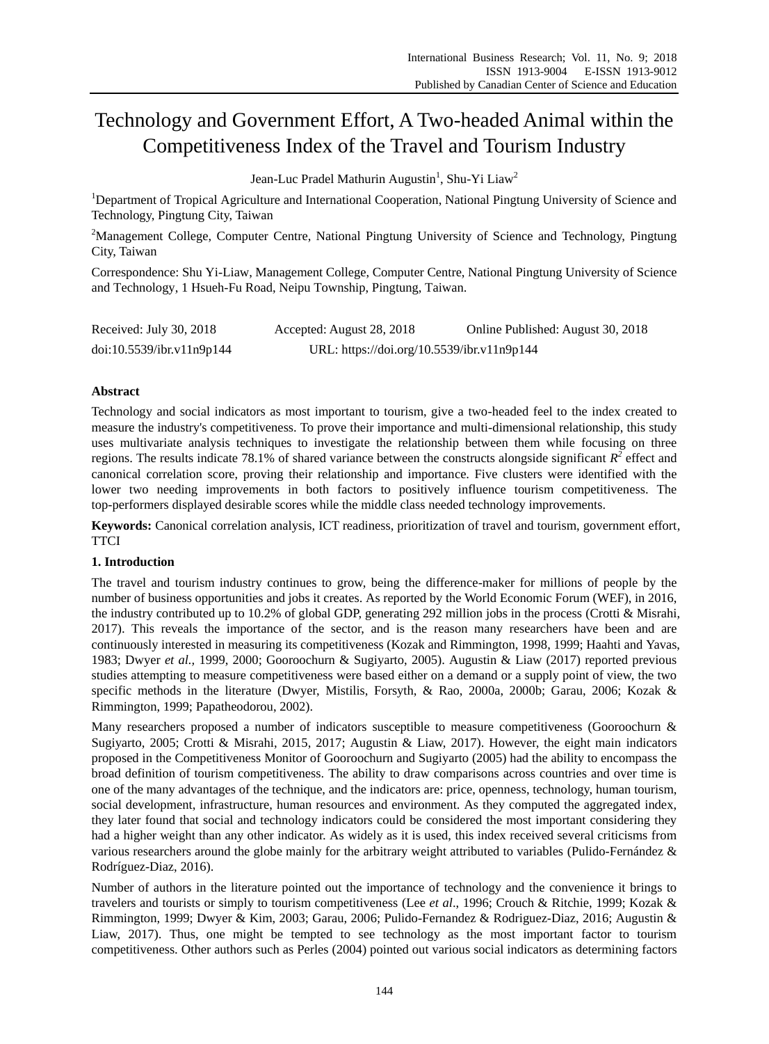# Technology and Government Effort, A Two-headed Animal within the Competitiveness Index of the Travel and Tourism Industry

Jean-Luc Pradel Mathurin Augustin[1], Shu-Yi Liaw[2]

[1]Department of Tropical Agriculture and International Cooperation, National Pingtung University of Science and Technology, Pingtung City, Taiwan

[2]Management College, Computer Centre, National Pingtung University of Science and Technology, Pingtung City, Taiwan

Correspondence: Shu Yi-Liaw, Management College, Computer Centre, National Pingtung University of Science and Technology, 1 Hsueh-Fu Road, Neipu Township, Pingtung, Taiwan.

Received: July 30, 2018 Accepted: August 28, 2018 Online Published: August 30, 2018

doi:10.5539/ibr.v11n9p144 URL: https://doi.org/10.5539/ibr.v11n9p144

## Abstract

Technology and social indicators as most important to tourism, give a two-headed feel to the index created to measure the industry's competitiveness. To prove their importance and multi-dimensional relationship, this study uses multivariate analysis techniques to investigate the relationship between them while focusing on three regions. The results indicate 78.1% of shared variance between the constructs alongside significant $R^2$ effect and canonical correlation score, proving their relationship and importance. Five clusters were identified with the lower two needing improvements in both factors to positively influence tourism competitiveness. The top-performers displayed desirable scores while the middle class needed technology improvements.

**Keywords:** Canonical correlation analysis, ICT readiness, prioritization of travel and tourism, government effort, TTCI

## 1. Introduction

The travel and tourism industry continues to grow, being the difference-maker for millions of people by the number of business opportunities and jobs it creates. As reported by the World Economic Forum (WEF), in 2016, the industry contributed up to 10.2% of global GDP, generating 292 million jobs in the process (Crotti & Misrahi, 2017). This reveals the importance of the sector, and is the reason many researchers have been and are continuously interested in measuring its competitiveness (Kozak and Rimmington, 1998, 1999; Haahti and Yavas, 1983; Dwyer *et al.*, 1999, 2000; Gooroochurn & Sugiyarto, 2005). Augustin & Liaw (2017) reported previous studies attempting to measure competitiveness were based either on a demand or a supply point of view, the two specific methods in the literature (Dwyer, Mistilis, Forsyth, & Rao, 2000a, 2000b; Garau, 2006; Kozak & Rimmington, 1999; Papatheodorou, 2002).

Many researchers proposed a number of indicators susceptible to measure competitiveness (Gooroochurn & Sugiyarto, 2005; Crotti & Misrahi, 2015, 2017; Augustin & Liaw, 2017). However, the eight main indicators proposed in the Competitiveness Monitor of Gooroochurn and Sugiyarto (2005) had the ability to encompass the broad definition of tourism competitiveness. The ability to draw comparisons across countries and over time is one of the many advantages of the technique, and the indicators are: price, openness, technology, human tourism, social development, infrastructure, human resources and environment. As they computed the aggregated index, they later found that social and technology indicators could be considered the most important considering they had a higher weight than any other indicator. As widely as it is used, this index received several criticisms from various researchers around the globe mainly for the arbitrary weight attributed to variables (Pulido-Fernández & Rodríguez-Diaz, 2016).

Number of authors in the literature pointed out the importance of technology and the convenience it brings to travelers and tourists or simply to tourism competitiveness (Lee *et al*., 1996; Crouch & Ritchie, 1999; Kozak & Rimmington, 1999; Dwyer & Kim, 2003; Garau, 2006; Pulido-Fernandez & Rodriguez-Diaz, 2016; Augustin & Liaw, 2017). Thus, one might be tempted to see technology as the most important factor to tourism competitiveness. Other authors such as Perles (2004) pointed out various social indicators as determining factors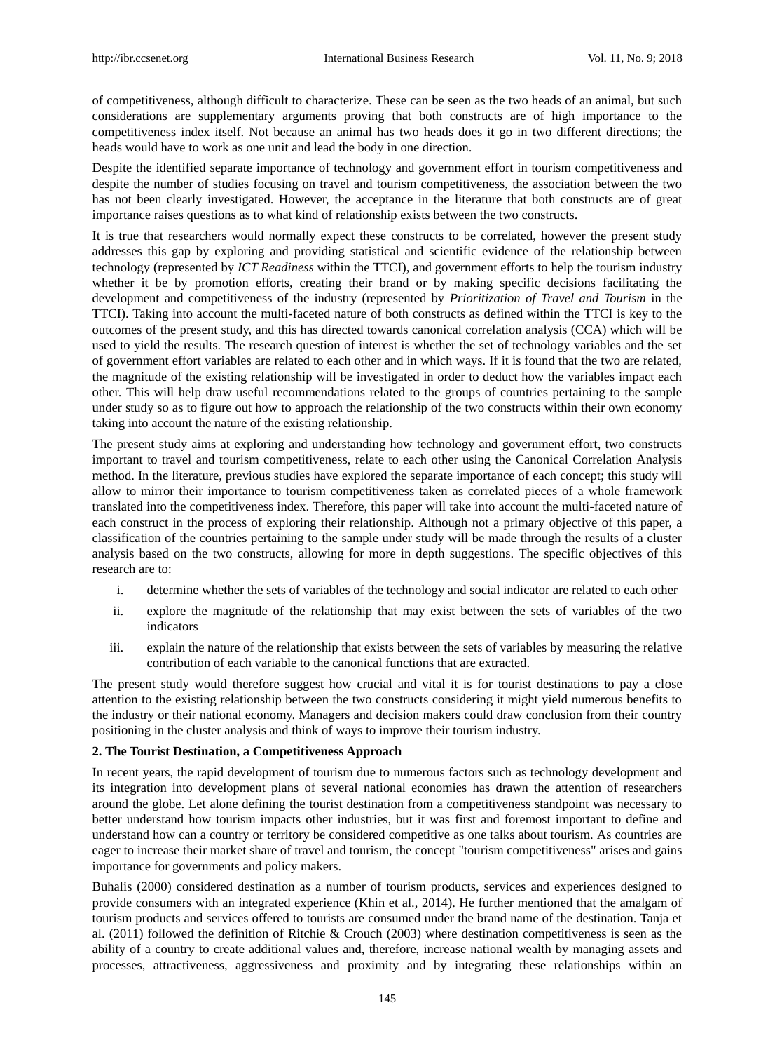of competitiveness, although difficult to characterize. These can be seen as the two heads of an animal, but such considerations are supplementary arguments proving that both constructs are of high importance to the competitiveness index itself. Not because an animal has two heads does it go in two different directions; the heads would have to work as one unit and lead the body in one direction.

Despite the identified separate importance of technology and government effort in tourism competitiveness and despite the number of studies focusing on travel and tourism competitiveness, the association between the two has not been clearly investigated. However, the acceptance in the literature that both constructs are of great importance raises questions as to what kind of relationship exists between the two constructs.

It is true that researchers would normally expect these constructs to be correlated, however the present study addresses this gap by exploring and providing statistical and scientific evidence of the relationship between technology (represented by *ICT Readiness* within the TTCI), and government efforts to help the tourism industry whether it be by promotion efforts, creating their brand or by making specific decisions facilitating the development and competitiveness of the industry (represented by *Prioritization of Travel and Tourism* in the TTCI). Taking into account the multi-faceted nature of both constructs as defined within the TTCI is key to the outcomes of the present study, and this has directed towards canonical correlation analysis (CCA) which will be used to yield the results. The research question of interest is whether the set of technology variables and the set of government effort variables are related to each other and in which ways. If it is found that the two are related, the magnitude of the existing relationship will be investigated in order to deduct how the variables impact each other. This will help draw useful recommendations related to the groups of countries pertaining to the sample under study so as to figure out how to approach the relationship of the two constructs within their own economy taking into account the nature of the existing relationship.

The present study aims at exploring and understanding how technology and government effort, two constructs important to travel and tourism competitiveness, relate to each other using the Canonical Correlation Analysis method. In the literature, previous studies have explored the separate importance of each concept; this study will allow to mirror their importance to tourism competitiveness taken as correlated pieces of a whole framework translated into the competitiveness index. Therefore, this paper will take into account the multi-faceted nature of each construct in the process of exploring their relationship. Although not a primary objective of this paper, a classification of the countries pertaining to the sample under study will be made through the results of a cluster analysis based on the two constructs, allowing for more in depth suggestions. The specific objectives of this research are to:

i. determine whether the sets of variables of the technology and social indicator are related to each other

ii. explore the magnitude of the relationship that may exist between the sets of variables of the two indicators

iii. explain the nature of the relationship that exists between the sets of variables by measuring the relative contribution of each variable to the canonical functions that are extracted.

The present study would therefore suggest how crucial and vital it is for tourist destinations to pay a close attention to the existing relationship between the two constructs considering it might yield numerous benefits to the industry or their national economy. Managers and decision makers could draw conclusion from their country positioning in the cluster analysis and think of ways to improve their tourism industry.

## 2. The Tourist Destination, a Competitiveness Approach

In recent years, the rapid development of tourism due to numerous factors such as technology development and its integration into development plans of several national economies has drawn the attention of researchers around the globe. Let alone defining the tourist destination from a competitiveness standpoint was necessary to better understand how tourism impacts other industries, but it was first and foremost important to define and understand how can a country or territory be considered competitive as one talks about tourism. As countries are eager to increase their market share of travel and tourism, the concept "tourism competitiveness" arises and gains importance for governments and policy makers.

Buhalis (2000) considered destination as a number of tourism products, services and experiences designed to provide consumers with an integrated experience (Khin et al., 2014). He further mentioned that the amalgam of tourism products and services offered to tourists are consumed under the brand name of the destination. Tanja et al. (2011) followed the definition of Ritchie & Crouch (2003) where destination competitiveness is seen as the ability of a country to create additional values and, therefore, increase national wealth by managing assets and processes, attractiveness, aggressiveness and proximity and by integrating these relationships within an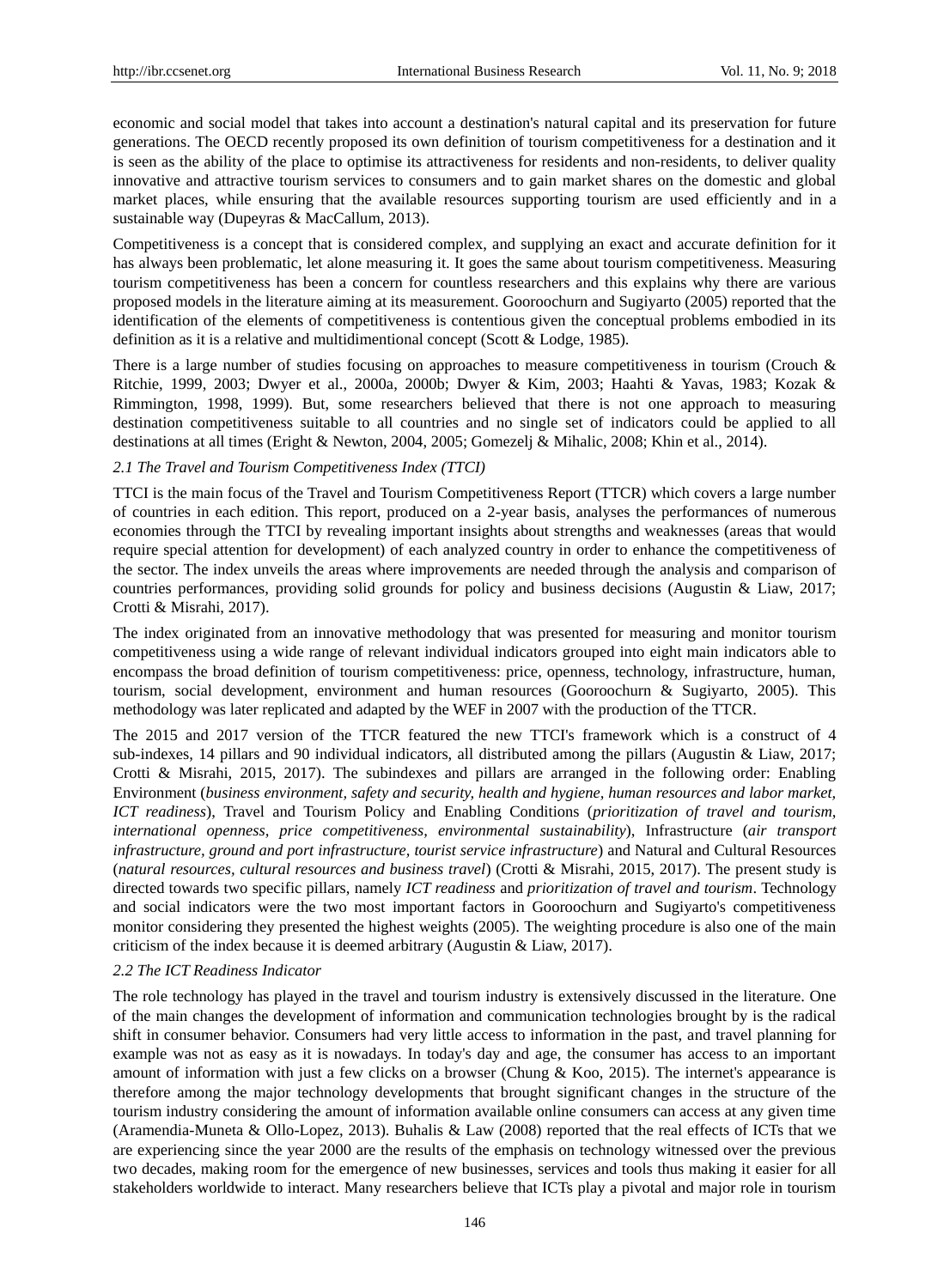economic and social model that takes into account a destination's natural capital and its preservation for future generations. The OECD recently proposed its own definition of tourism competitiveness for a destination and it is seen as the ability of the place to optimise its attractiveness for residents and non-residents, to deliver quality innovative and attractive tourism services to consumers and to gain market shares on the domestic and global market places, while ensuring that the available resources supporting tourism are used efficiently and in a sustainable way (Dupeyras & MacCallum, 2013).

Competitiveness is a concept that is considered complex, and supplying an exact and accurate definition for it has always been problematic, let alone measuring it. It goes the same about tourism competitiveness. Measuring tourism competitiveness has been a concern for countless researchers and this explains why there are various proposed models in the literature aiming at its measurement. Gooroochurn and Sugiyarto (2005) reported that the identification of the elements of competitiveness is contentious given the conceptual problems embodied in its definition as it is a relative and multidimentional concept (Scott & Lodge, 1985).

There is a large number of studies focusing on approaches to measure competitiveness in tourism (Crouch & Ritchie, 1999, 2003; Dwyer et al., 2000a, 2000b; Dwyer & Kim, 2003; Haahti & Yavas, 1983; Kozak & Rimmington, 1998, 1999). But, some researchers believed that there is not one approach to measuring destination competitiveness suitable to all countries and no single set of indicators could be applied to all destinations at all times (Eright & Newton, 2004, 2005; Gomezelj & Mihalic, 2008; Khin et al., 2014).

### *2.1 The Travel and Tourism Competitiveness Index (TTCI)*

TTCI is the main focus of the Travel and Tourism Competitiveness Report (TTCR) which covers a large number of countries in each edition. This report, produced on a 2-year basis, analyses the performances of numerous economies through the TTCI by revealing important insights about strengths and weaknesses (areas that would require special attention for development) of each analyzed country in order to enhance the competitiveness of the sector. The index unveils the areas where improvements are needed through the analysis and comparison of countries performances, providing solid grounds for policy and business decisions (Augustin & Liaw, 2017; Crotti & Misrahi, 2017).

The index originated from an innovative methodology that was presented for measuring and monitor tourism competitiveness using a wide range of relevant individual indicators grouped into eight main indicators able to encompass the broad definition of tourism competitiveness: price, openness, technology, infrastructure, human, tourism, social development, environment and human resources (Gooroochurn & Sugiyarto, 2005). This methodology was later replicated and adapted by the WEF in 2007 with the production of the TTCR.

The 2015 and 2017 version of the TTCR featured the new TTCI's framework which is a construct of 4 sub-indexes, 14 pillars and 90 individual indicators, all distributed among the pillars (Augustin & Liaw, 2017; Crotti & Misrahi, 2015, 2017). The subindexes and pillars are arranged in the following order: Enabling Environment (*business environment, safety and security, health and hygiene, human resources and labor market, ICT readiness*), Travel and Tourism Policy and Enabling Conditions (*prioritization of travel and tourism, international openness, price competitiveness, environmental sustainability*), Infrastructure (*air transport infrastructure, ground and port infrastructure, tourist service infrastructure*) and Natural and Cultural Resources (*natural resources, cultural resources and business travel*) (Crotti & Misrahi, 2015, 2017). The present study is directed towards two specific pillars, namely *ICT readiness* and *prioritization of travel and tourism*. Technology and social indicators were the two most important factors in Gooroochurn and Sugiyarto's competitiveness monitor considering they presented the highest weights (2005). The weighting procedure is also one of the main criticism of the index because it is deemed arbitrary (Augustin & Liaw, 2017).

### *2.2 The ICT Readiness Indicator*

The role technology has played in the travel and tourism industry is extensively discussed in the literature. One of the main changes the development of information and communication technologies brought by is the radical shift in consumer behavior. Consumers had very little access to information in the past, and travel planning for example was not as easy as it is nowadays. In today's day and age, the consumer has access to an important amount of information with just a few clicks on a browser (Chung & Koo, 2015). The internet's appearance is therefore among the major technology developments that brought significant changes in the structure of the tourism industry considering the amount of information available online consumers can access at any given time (Aramendia-Muneta & Ollo-Lopez, 2013). Buhalis & Law (2008) reported that the real effects of ICTs that we are experiencing since the year 2000 are the results of the emphasis on technology witnessed over the previous two decades, making room for the emergence of new businesses, services and tools thus making it easier for all stakeholders worldwide to interact. Many researchers believe that ICTs play a pivotal and major role in tourism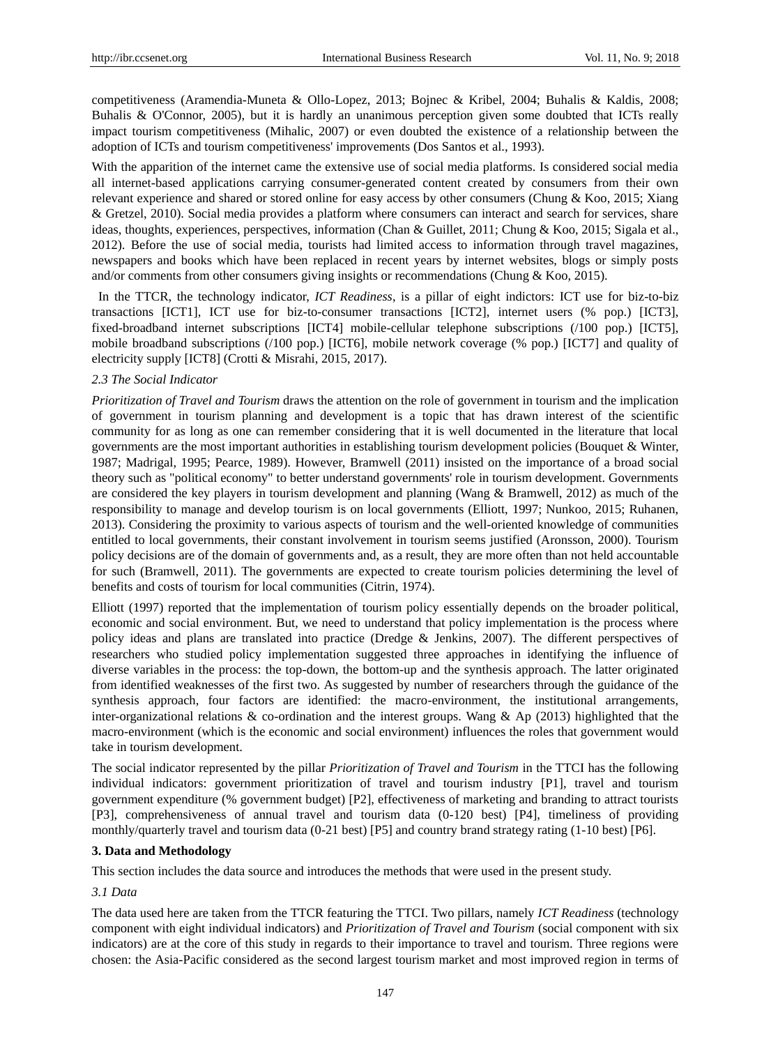competitiveness (Aramendia-Muneta & Ollo-Lopez, 2013; Bojnec & Kribel, 2004; Buhalis & Kaldis, 2008; Buhalis & O'Connor, 2005), but it is hardly an unanimous perception given some doubted that ICTs really impact tourism competitiveness (Mihalic, 2007) or even doubted the existence of a relationship between the adoption of ICTs and tourism competitiveness' improvements (Dos Santos et al., 1993).

With the apparition of the internet came the extensive use of social media platforms. Is considered social media all internet-based applications carrying consumer-generated content created by consumers from their own relevant experience and shared or stored online for easy access by other consumers (Chung & Koo, 2015; Xiang & Gretzel, 2010). Social media provides a platform where consumers can interact and search for services, share ideas, thoughts, experiences, perspectives, information (Chan & Guillet, 2011; Chung & Koo, 2015; Sigala et al., 2012). Before the use of social media, tourists had limited access to information through travel magazines, newspapers and books which have been replaced in recent years by internet websites, blogs or simply posts and/or comments from other consumers giving insights or recommendations (Chung & Koo, 2015).

In the TTCR, the technology indicator, *ICT Readiness*, is a pillar of eight indictors: ICT use for biz-to-biz transactions [ICT1], ICT use for biz-to-consumer transactions [ICT2], internet users (% pop.) [ICT3], fixed-broadband internet subscriptions [ICT4] mobile-cellular telephone subscriptions (/100 pop.) [ICT5], mobile broadband subscriptions (/100 pop.) [ICT6], mobile network coverage (% pop.) [ICT7] and quality of electricity supply [ICT8] (Crotti & Misrahi, 2015, 2017).

### *2.3 The Social Indicator*

*Prioritization of Travel and Tourism* draws the attention on the role of government in tourism and the implication of government in tourism planning and development is a topic that has drawn interest of the scientific community for as long as one can remember considering that it is well documented in the literature that local governments are the most important authorities in establishing tourism development policies (Bouquet & Winter, 1987; Madrigal, 1995; Pearce, 1989). However, Bramwell (2011) insisted on the importance of a broad social theory such as "political economy" to better understand governments' role in tourism development. Governments are considered the key players in tourism development and planning (Wang & Bramwell, 2012) as much of the responsibility to manage and develop tourism is on local governments (Elliott, 1997; Nunkoo, 2015; Ruhanen, 2013). Considering the proximity to various aspects of tourism and the well-oriented knowledge of communities entitled to local governments, their constant involvement in tourism seems justified (Aronsson, 2000). Tourism policy decisions are of the domain of governments and, as a result, they are more often than not held accountable for such (Bramwell, 2011). The governments are expected to create tourism policies determining the level of benefits and costs of tourism for local communities (Citrin, 1974).

Elliott (1997) reported that the implementation of tourism policy essentially depends on the broader political, economic and social environment. But, we need to understand that policy implementation is the process where policy ideas and plans are translated into practice (Dredge & Jenkins, 2007). The different perspectives of researchers who studied policy implementation suggested three approaches in identifying the influence of diverse variables in the process: the top-down, the bottom-up and the synthesis approach. The latter originated from identified weaknesses of the first two. As suggested by number of researchers through the guidance of the synthesis approach, four factors are identified: the macro-environment, the institutional arrangements, inter-organizational relations & co-ordination and the interest groups. Wang & Ap (2013) highlighted that the macro-environment (which is the economic and social environment) influences the roles that government would take in tourism development.

The social indicator represented by the pillar *Prioritization of Travel and Tourism* in the TTCI has the following individual indicators: government prioritization of travel and tourism industry [P1], travel and tourism government expenditure (% government budget) [P2], effectiveness of marketing and branding to attract tourists [P3], comprehensiveness of annual travel and tourism data (0-120 best) [P4], timeliness of providing monthly/quarterly travel and tourism data (0-21 best) [P5] and country brand strategy rating (1-10 best) [P6].

## **3. Data and Methodology**

This section includes the data source and introduces the methods that were used in the present study.

### *3.1 Data*

The data used here are taken from the TTCR featuring the TTCI. Two pillars, namely *ICT Readiness* (technology component with eight individual indicators) and *Prioritization of Travel and Tourism* (social component with six indicators) are at the core of this study in regards to their importance to travel and tourism. Three regions were chosen: the Asia-Pacific considered as the second largest tourism market and most improved region in terms of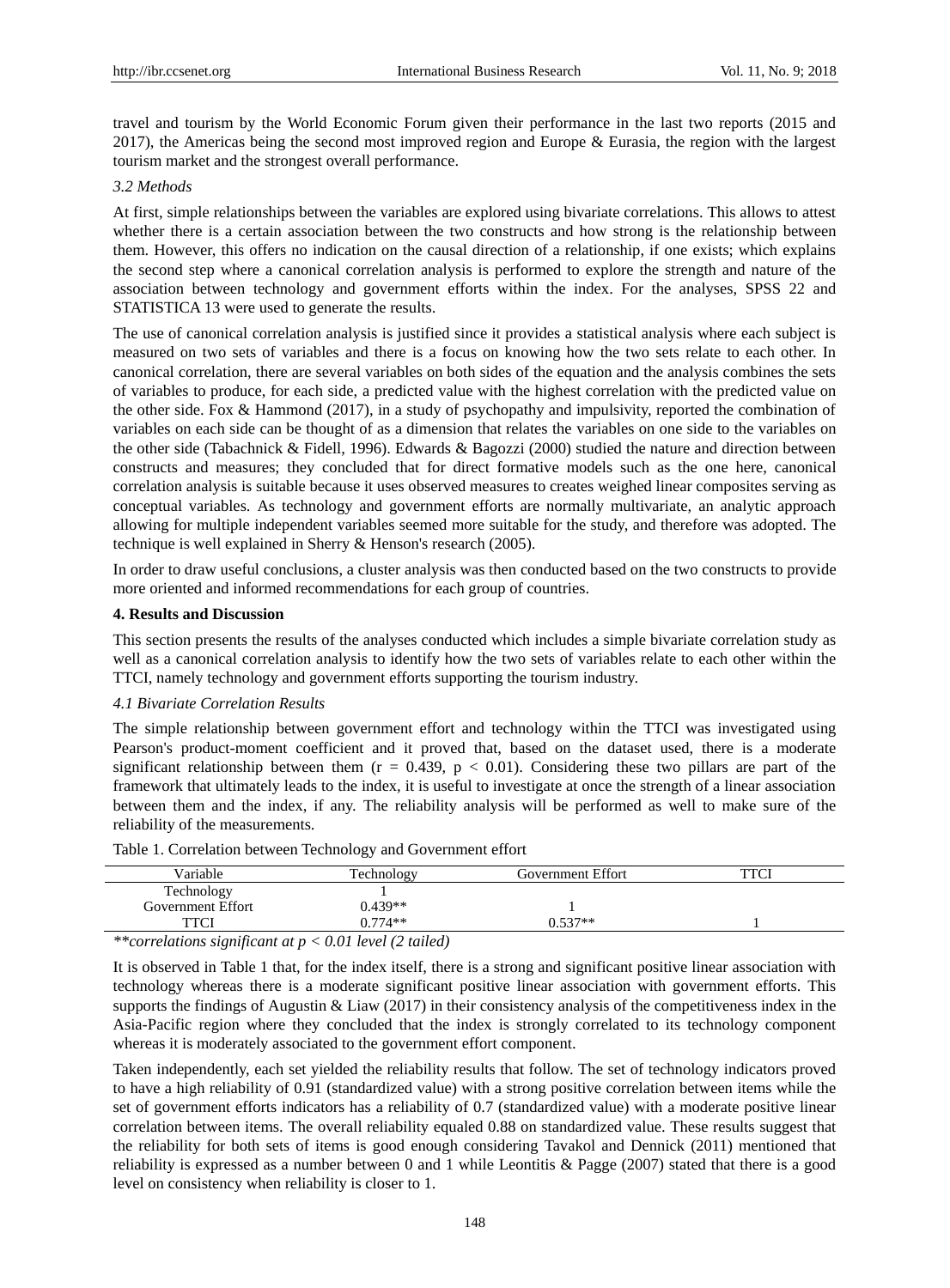travel and tourism by the World Economic Forum given their performance in the last two reports (2015 and 2017), the Americas being the second most improved region and Europe & Eurasia, the region with the largest tourism market and the strongest overall performance.

### *3.2 Methods*

At first, simple relationships between the variables are explored using bivariate correlations. This allows to attest whether there is a certain association between the two constructs and how strong is the relationship between them. However, this offers no indication on the causal direction of a relationship, if one exists; which explains the second step where a canonical correlation analysis is performed to explore the strength and nature of the association between technology and government efforts within the index. For the analyses, SPSS 22 and STATISTICA 13 were used to generate the results.

The use of canonical correlation analysis is justified since it provides a statistical analysis where each subject is measured on two sets of variables and there is a focus on knowing how the two sets relate to each other. In canonical correlation, there are several variables on both sides of the equation and the analysis combines the sets of variables to produce, for each side, a predicted value with the highest correlation with the predicted value on the other side. Fox & Hammond (2017), in a study of psychopathy and impulsivity, reported the combination of variables on each side can be thought of as a dimension that relates the variables on one side to the variables on the other side (Tabachnick & Fidell, 1996). Edwards & Bagozzi (2000) studied the nature and direction between constructs and measures; they concluded that for direct formative models such as the one here, canonical correlation analysis is suitable because it uses observed measures to creates weighed linear composites serving as conceptual variables. As technology and government efforts are normally multivariate, an analytic approach allowing for multiple independent variables seemed more suitable for the study, and therefore was adopted. The technique is well explained in Sherry & Henson's research (2005).

In order to draw useful conclusions, a cluster analysis was then conducted based on the two constructs to provide more oriented and informed recommendations for each group of countries.

## **4. Results and Discussion**

This section presents the results of the analyses conducted which includes a simple bivariate correlation study as well as a canonical correlation analysis to identify how the two sets of variables relate to each other within the TTCI, namely technology and government efforts supporting the tourism industry.

### *4.1 Bivariate Correlation Results*

The simple relationship between government effort and technology within the TTCI was investigated using Pearson's product-moment coefficient and it proved that, based on the dataset used, there is a moderate significant relationship between them ($r = 0.439$, $p < 0.01$). Considering these two pillars are part of the framework that ultimately leads to the index, it is useful to investigate at once the strength of a linear association between them and the index, if any. The reliability analysis will be performed as well to make sure of the reliability of the measurements.

Table 1. Correlation between Technology and Government effort

| Variable | Technology | Government Effort | TTCI |
|---|---|---|---|
| Technology | 1 | | |
| Government Effort | 0.439** | 1 | |
| TTCI | 0.774** | 0.537** | 1 |

*\*\*correlations significant at $p < 0.01$ level (2 tailed)*

It is observed in Table 1 that, for the index itself, there is a strong and significant positive linear association with technology whereas there is a moderate significant positive linear association with government efforts. This supports the findings of Augustin & Liaw (2017) in their consistency analysis of the competitiveness index in the Asia-Pacific region where they concluded that the index is strongly correlated to its technology component whereas it is moderately associated to the government effort component.

Taken independently, each set yielded the reliability results that follow. The set of technology indicators proved to have a high reliability of 0.91 (standardized value) with a strong positive correlation between items while the set of government efforts indicators has a reliability of 0.7 (standardized value) with a moderate positive linear correlation between items. The overall reliability equaled 0.88 on standardized value. These results suggest that the reliability for both sets of items is good enough considering Tavakol and Dennick (2011) mentioned that reliability is expressed as a number between 0 and 1 while Leontitis & Pagge (2007) stated that there is a good level on consistency when reliability is closer to 1.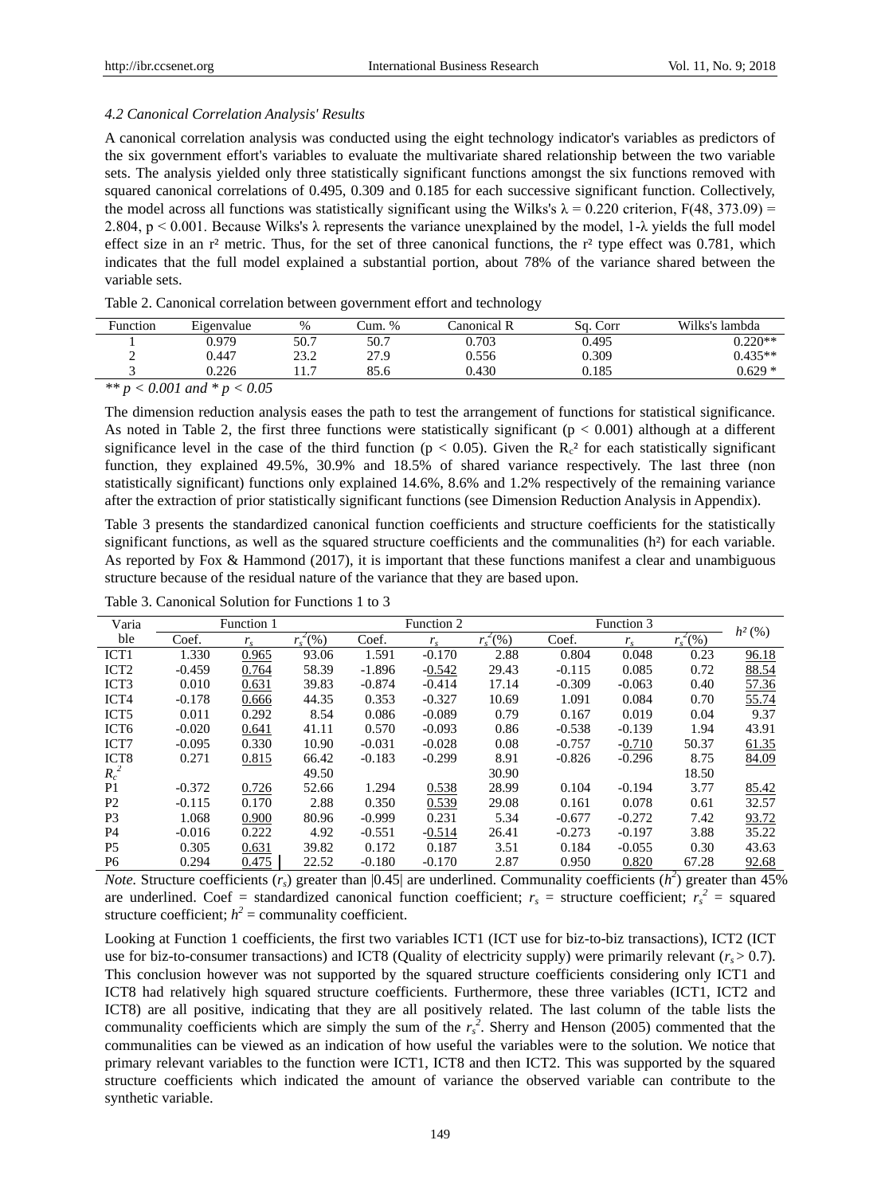### 4.2 Canonical Correlation Analysis' Results

A canonical correlation analysis was conducted using the eight technology indicator's variables as predictors of the six government effort's variables to evaluate the multivariate shared relationship between the two variable sets. The analysis yielded only three statistically significant functions amongst the six functions removed with squared canonical correlations of 0.495, 0.309 and 0.185 for each successive significant function. Collectively, the model across all functions was statistically significant using the Wilks's $\lambda = 0.220$ criterion, $F(48, 373.09) = 2.804$, $p < 0.001$. Because Wilks's $\lambda$ represents the variance unexplained by the model, 1-$\lambda$ yields the full model effect size in an $r^2$ metric. Thus, for the set of three canonical functions, the $r^2$ type effect was 0.781, which indicates that the full model explained a substantial portion, about 78% of the variance shared between the variable sets.

Table 2. Canonical correlation between government effort and technology

| Function | Eigenvalue | % | Cum. % | Canonical R | Sq. Corr | Wilks's lambda |
|---|---|---|---|---|---|---|
| 1 | 0.979 | 50.7 | 50.7 | 0.703 | 0.495 | 0.220** |
| 2 | 0.447 | 23.2 | 27.9 | 0.556 | 0.309 | 0.435** |
| 3 | 0.226 | 11.7 | 85.6 | 0.430 | 0.185 | 0.629 * |

*** $p < 0.001$ and * $p < 0.05$*

The dimension reduction analysis eases the path to test the arrangement of functions for statistical significance. As noted in Table 2, the first three functions were statistically significant ($p < 0.001$) although at a different significance level in the case of the third function ($p < 0.05$). Given the $R_c^2$ for each statistically significant function, they explained 49.5%, 30.9% and 18.5% of shared variance respectively. The last three (non statistically significant) functions only explained 14.6%, 8.6% and 1.2% respectively of the remaining variance after the extraction of prior statistically significant functions (see Dimension Reduction Analysis in Appendix).

Table 3 presents the standardized canonical function coefficients and structure coefficients for the statistically significant functions, as well as the squared structure coefficients and the communalities ($h^2$) for each variable. As reported by Fox & Hammond (2017), it is important that these functions manifest a clear and unambiguous structure because of the residual nature of the variance that they are based upon.

Table 3. Canonical Solution for Functions 1 to 3

| Variable | Function 1 | | | Function 2 | | | Function 3 | | | $h^2$ (%) |
|---|---|---|---|---|---|---|---|---|---|---|
| | Coef. | $r_s$ | $r_s^2$(%) | Coef. | $r_s$ | $r_s^2$(%) | Coef. | $r_s$ | $r_s^2$(%) | |
| ICT1 | 1.330 | <u>0.965</u> | 93.06 | 1.591 | -0.170 | 2.88 | 0.804 | 0.048 | 0.23 | <u>96.18</u> |
| ICT2 | -0.459 | <u>0.764</u> | 58.39 | -1.896 | <u>-0.542</u> | 29.43 | -0.115 | 0.085 | 0.72 | <u>88.54</u> |
| ICT3 | 0.010 | <u>0.631</u> | 39.83 | -0.874 | -0.414 | 17.14 | -0.309 | -0.063 | 0.40 | <u>57.36</u> |
| ICT4 | -0.178 | <u>0.666</u> | 44.35 | 0.353 | -0.327 | 10.69 | 1.091 | 0.084 | 0.70 | <u>55.74</u> |
| ICT5 | 0.011 | 0.292 | 8.54 | 0.086 | -0.089 | 0.79 | 0.167 | 0.019 | 0.04 | 9.37 |
| ICT6 | -0.020 | <u>0.641</u> | 41.11 | 0.570 | -0.093 | 0.86 | -0.538 | -0.139 | 1.94 | 43.91 |
| ICT7 | -0.095 | 0.330 | 10.90 | -0.031 | -0.028 | 0.08 | -0.757 | <u>-0.710</u> | 50.37 | <u>61.35</u> |
| ICT8 | 0.271 | <u>0.815</u> | 66.42 | -0.183 | -0.299 | 8.91 | -0.826 | -0.296 | 8.75 | <u>84.09</u> |
| $R_c^2$ | | | 49.50 | | | 30.90 | | | 18.50 | |
| P1 | -0.372 | <u>0.726</u> | 52.66 | 1.294 | <u>0.538</u> | 28.99 | 0.104 | -0.194 | 3.77 | <u>85.42</u> |
| P2 | -0.115 | 0.170 | 2.88 | 0.350 | <u>0.539</u> | 29.08 | 0.161 | 0.078 | 0.61 | 32.57 |
| P3 | 1.068 | <u>0.900</u> | 80.96 | -0.999 | 0.231 | 5.34 | -0.677 | -0.272 | 7.42 | <u>93.72</u> |
| P4 | -0.016 | 0.222 | 4.92 | -0.551 | <u>-0.514</u> | 26.41 | -0.273 | -0.197 | 3.88 | 35.22 |
| P5 | 0.305 | <u>0.631</u> | 39.82 | 0.172 | 0.187 | 3.51 | 0.184 | -0.055 | 0.30 | 43.63 |
| P6 | 0.294 | <u>0.475</u> | 22.52 | -0.180 | -0.170 | 2.87 | 0.950 | <u>0.820</u> | 67.28 | <u>92.68</u> |

*Note.* Structure coefficients ($r_s$) greater than |0.45| are underlined. Communality coefficients ($h^2$) greater than 45% are underlined. Coef = standardized canonical function coefficient; $r_s$ = structure coefficient; $r_s^2$ = squared structure coefficient; $h^2$ = communality coefficient.

Looking at Function 1 coefficients, the first two variables ICT1 (ICT use for biz-to-biz transactions), ICT2 (ICT use for biz-to-consumer transactions) and ICT8 (Quality of electricity supply) were primarily relevant ($r_s > 0.7$). This conclusion however was not supported by the squared structure coefficients considering only ICT1 and ICT8 had relatively high squared structure coefficients. Furthermore, these three variables (ICT1, ICT2 and ICT8) are all positive, indicating that they are all positively related. The last column of the table lists the communality coefficients which are simply the sum of the $r_s^2$. Sherry and Henson (2005) commented that the communalities can be viewed as an indication of how useful the variables were to the solution. We notice that primary relevant variables to the function were ICT1, ICT8 and then ICT2. This was supported by the squared structure coefficients which indicated the amount of variance the observed variable can contribute to the synthetic variable.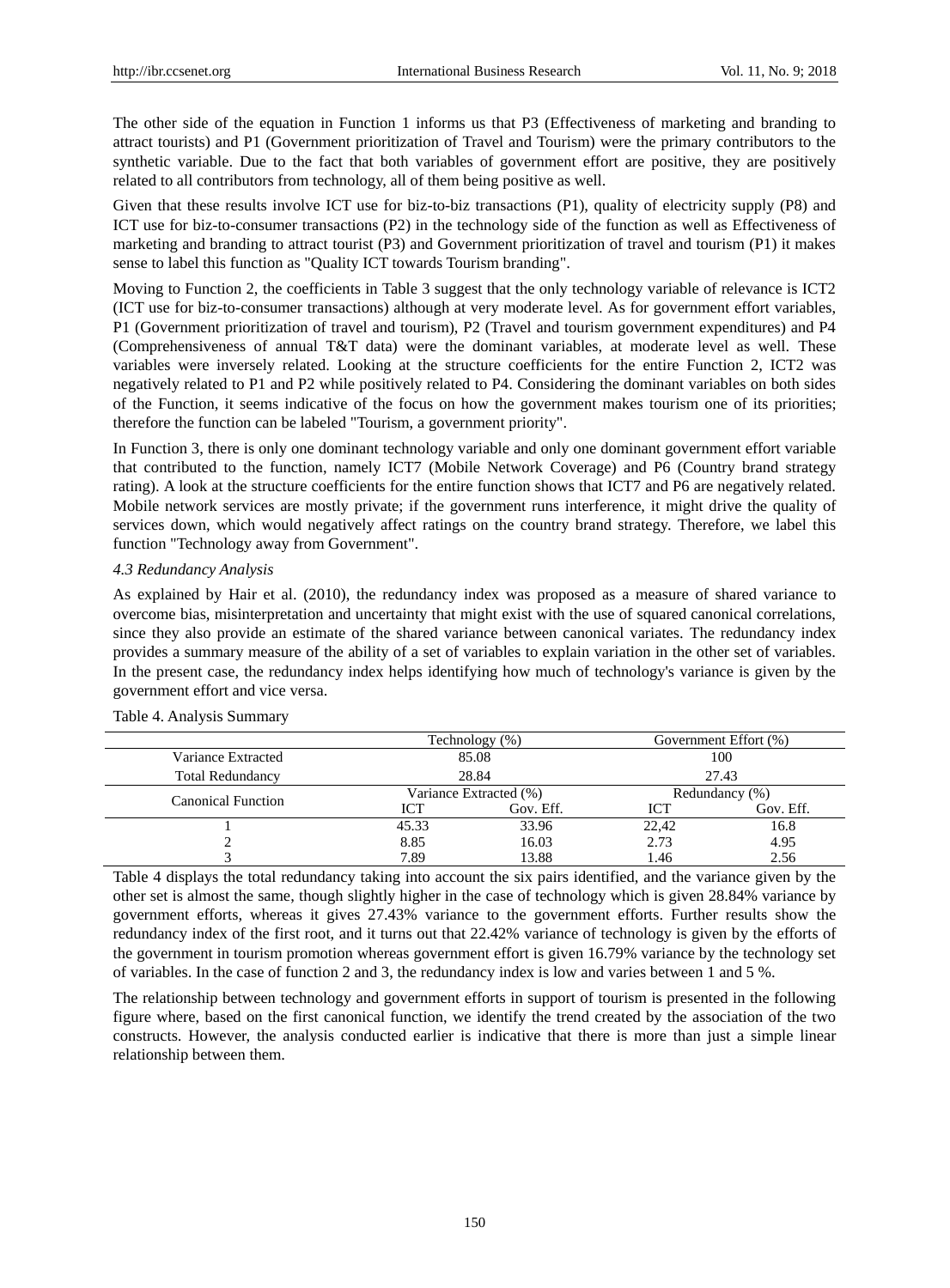The other side of the equation in Function 1 informs us that P3 (Effectiveness of marketing and branding to attract tourists) and P1 (Government prioritization of Travel and Tourism) were the primary contributors to the synthetic variable. Due to the fact that both variables of government effort are positive, they are positively related to all contributors from technology, all of them being positive as well.

Given that these results involve ICT use for biz-to-biz transactions (P1), quality of electricity supply (P8) and ICT use for biz-to-consumer transactions (P2) in the technology side of the function as well as Effectiveness of marketing and branding to attract tourist (P3) and Government prioritization of travel and tourism (P1) it makes sense to label this function as "Quality ICT towards Tourism branding".

Moving to Function 2, the coefficients in Table 3 suggest that the only technology variable of relevance is ICT2 (ICT use for biz-to-consumer transactions) although at very moderate level. As for government effort variables, P1 (Government prioritization of travel and tourism), P2 (Travel and tourism government expenditures) and P4 (Comprehensiveness of annual T&T data) were the dominant variables, at moderate level as well. These variables were inversely related. Looking at the structure coefficients for the entire Function 2, ICT2 was negatively related to P1 and P2 while positively related to P4. Considering the dominant variables on both sides of the Function, it seems indicative of the focus on how the government makes tourism one of its priorities; therefore the function can be labeled "Tourism, a government priority".

In Function 3, there is only one dominant technology variable and only one dominant government effort variable that contributed to the function, namely ICT7 (Mobile Network Coverage) and P6 (Country brand strategy rating). A look at the structure coefficients for the entire function shows that ICT7 and P6 are negatively related. Mobile network services are mostly private; if the government runs interference, it might drive the quality of services down, which would negatively affect ratings on the country brand strategy. Therefore, we label this function "Technology away from Government".

### *4.3 Redundancy Analysis*

As explained by Hair et al. (2010), the redundancy index was proposed as a measure of shared variance to overcome bias, misinterpretation and uncertainty that might exist with the use of squared canonical correlations, since they also provide an estimate of the shared variance between canonical variates. The redundancy index provides a summary measure of the ability of a set of variables to explain variation in the other set of variables. In the present case, the redundancy index helps identifying how much of technology's variance is given by the government effort and vice versa.

Table 4. Analysis Summary

| | Technology (%) | | Government Effort (%) | |
|---|---|---|---|---|
| Variance Extracted | 85.08 | | 100 | |
| Total Redundancy | 28.84 | | 27.43 | |
| Canonical Function | Variance Extracted (%) | | Redundancy (%) | |
| | ICT | Gov. Eff. | ICT | Gov. Eff. |
| 1 | 45.33 | 33.96 | 22,42 | 16.8 |
| 2 | 8.85 | 16.03 | 2.73 | 4.95 |
| 3 | 7.89 | 13.88 | 1.46 | 2.56 |

Table 4 displays the total redundancy taking into account the six pairs identified, and the variance given by the other set is almost the same, though slightly higher in the case of technology which is given 28.84% variance by government efforts, whereas it gives 27.43% variance to the government efforts. Further results show the redundancy index of the first root, and it turns out that 22.42% variance of technology is given by the efforts of the government in tourism promotion whereas government effort is given 16.79% variance by the technology set of variables. In the case of function 2 and 3, the redundancy index is low and varies between 1 and 5 %.

The relationship between technology and government efforts in support of tourism is presented in the following figure where, based on the first canonical function, we identify the trend created by the association of the two constructs. However, the analysis conducted earlier is indicative that there is more than just a simple linear relationship between them.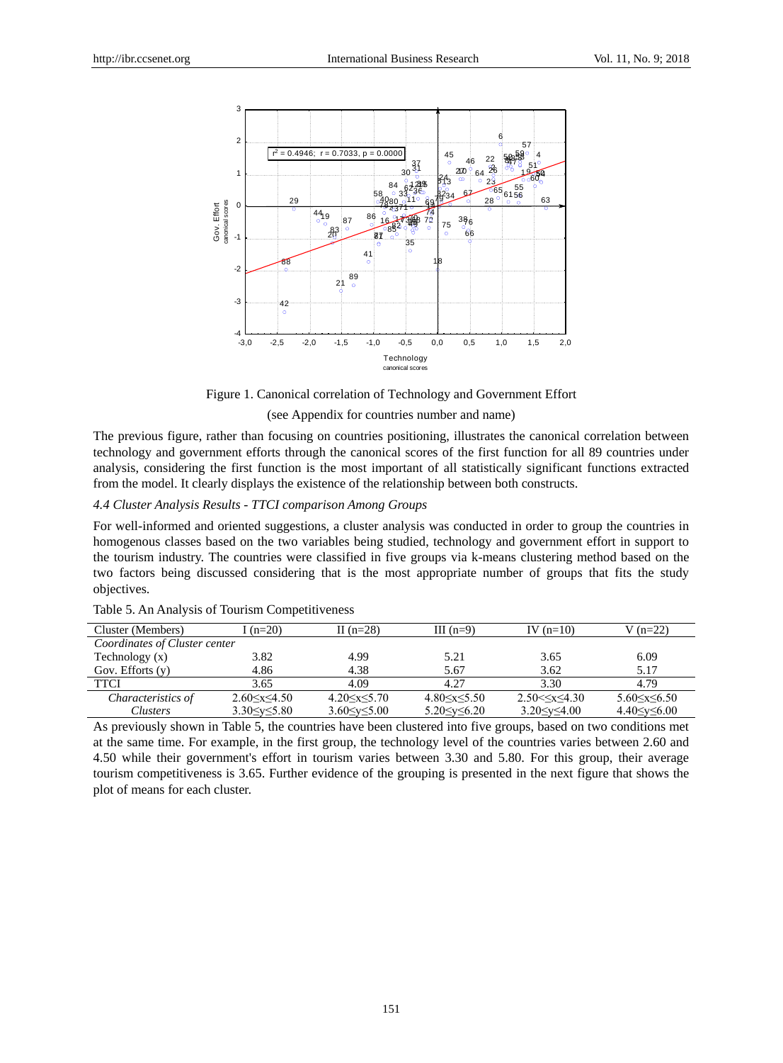Figure 1. Canonical correlation of Technology and Government Effort

(see Appendix for countries number and name)

The previous figure, rather than focusing on countries positioning, illustrates the canonical correlation between technology and government efforts through the canonical scores of the first function for all 89 countries under analysis, considering the first function is the most important of all statistically significant functions extracted from the model. It clearly displays the existence of the relationship between both constructs.

### *4.4 Cluster Analysis Results - TTCI comparison Among Groups*

For well-informed and oriented suggestions, a cluster analysis was conducted in order to group the countries in homogenous classes based on the two variables being studied, technology and government effort in support to the tourism industry. The countries were classified in five groups via k-means clustering method based on the two factors being discussed considering that is the most appropriate number of groups that fits the study objectives.

Table 5. An Analysis of Tourism Competitiveness

| Cluster (Members) | I (n=20) | II (n=28) | III (n=9) | IV (n=10) | V (n=22) |
|---|---|---|---|---|---|
| *Coordinates of Cluster center* | | | | | |
| Technology (x) | 3.82 | 4.99 | 5.21 | 3.65 | 6.09 |
| Gov. Efforts (y) | 4.86 | 4.38 | 5.67 | 3.62 | 5.17 |
| TTCI | 3.65 | 4.09 | 4.27 | 3.30 | 4.79 |
| *Characteristics of Clusters* | $2.60 \le x \le 4.50$<br>$3.30 \le y \le 5.80$ | $4.20 \le x \le 5.70$<br>$3.60 \le y \le 5.00$ | $4.80 \le x \le 5.50$<br>$5.20 \le y \le 6.20$ | $2.50 < \le x \le 4.30$<br>$3.20 \le y \le 4.00$ | $5.60 \le x \le 6.50$<br>$4.40 \le y \le 6.00$ |

As previously shown in Table 5, the countries have been clustered into five groups, based on two conditions met at the same time. For example, in the first group, the technology level of the countries varies between 2.60 and 4.50 while their government's effort in tourism varies between 3.30 and 5.80. For this group, their average tourism competitiveness is 3.65. Further evidence of the grouping is presented in the next figure that shows the plot of means for each cluster.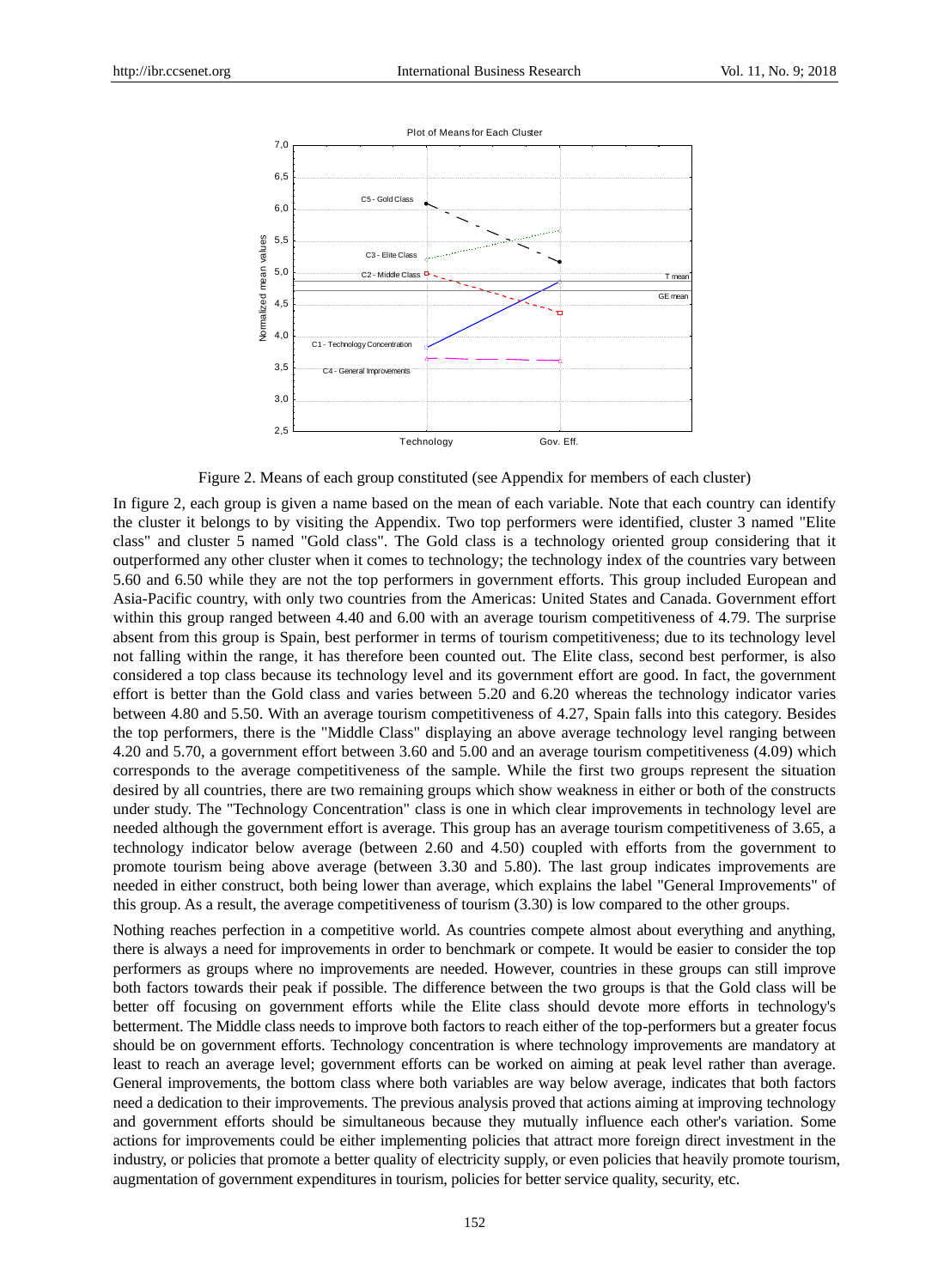Plot of Means for Each Cluster

7,0
6,5
6,0
5,5
5,0
4,5
4,0
3,5
3,0
2,5

Normalized mean values

C5 - Gold Class
C3 - Elite Class
C2 - Middle Class
C1 - Technology Concentration
C4 - General Improvements
T mean
GE mean

Technology
Gov. Eff.

Figure 2. Means of each group constituted (see Appendix for members of each cluster)

In figure 2, each group is given a name based on the mean of each variable. Note that each country can identify the cluster it belongs to by visiting the Appendix. Two top performers were identified, cluster 3 named "Elite class" and cluster 5 named "Gold class". The Gold class is a technology oriented group considering that it outperformed any other cluster when it comes to technology; the technology index of the countries vary between 5.60 and 6.50 while they are not the top performers in government efforts. This group included European and Asia-Pacific country, with only two countries from the Americas: United States and Canada. Government effort within this group ranged between 4.40 and 6.00 with an average tourism competitiveness of 4.79. The surprise absent from this group is Spain, best performer in terms of tourism competitiveness; due to its technology level not falling within the range, it has therefore been counted out. The Elite class, second best performer, is also considered a top class because its technology level and its government effort are good. In fact, the government effort is better than the Gold class and varies between 5.20 and 6.20 whereas the technology indicator varies between 4.80 and 5.50. With an average tourism competitiveness of 4.27, Spain falls into this category. Besides the top performers, there is the "Middle Class" displaying an above average technology level ranging between 4.20 and 5.70, a government effort between 3.60 and 5.00 and an average tourism competitiveness (4.09) which corresponds to the average competitiveness of the sample. While the first two groups represent the situation desired by all countries, there are two remaining groups which show weakness in either or both of the constructs under study. The "Technology Concentration" class is one in which clear improvements in technology level are needed although the government effort is average. This group has an average tourism competitiveness of 3.65, a technology indicator below average (between 2.60 and 4.50) coupled with efforts from the government to promote tourism being above average (between 3.30 and 5.80). The last group indicates improvements are needed in either construct, both being lower than average, which explains the label "General Improvements" of this group. As a result, the average competitiveness of tourism (3.30) is low compared to the other groups.

Nothing reaches perfection in a competitive world. As countries compete almost about everything and anything, there is always a need for improvements in order to benchmark or compete. It would be easier to consider the top performers as groups where no improvements are needed. However, countries in these groups can still improve both factors towards their peak if possible. The difference between the two groups is that the Gold class will be better off focusing on government efforts while the Elite class should devote more efforts in technology's betterment. The Middle class needs to improve both factors to reach either of the top-performers but a greater focus should be on government efforts. Technology concentration is where technology improvements are mandatory at least to reach an average level; government efforts can be worked on aiming at peak level rather than average. General improvements, the bottom class where both variables are way below average, indicates that both factors need a dedication to their improvements. The previous analysis proved that actions aiming at improving technology and government efforts should be simultaneous because they mutually influence each other's variation. Some actions for improvements could be either implementing policies that attract more foreign direct investment in the industry, or policies that promote a better quality of electricity supply, or even policies that heavily promote tourism, augmentation of government expenditures in tourism, policies for better service quality, security, etc.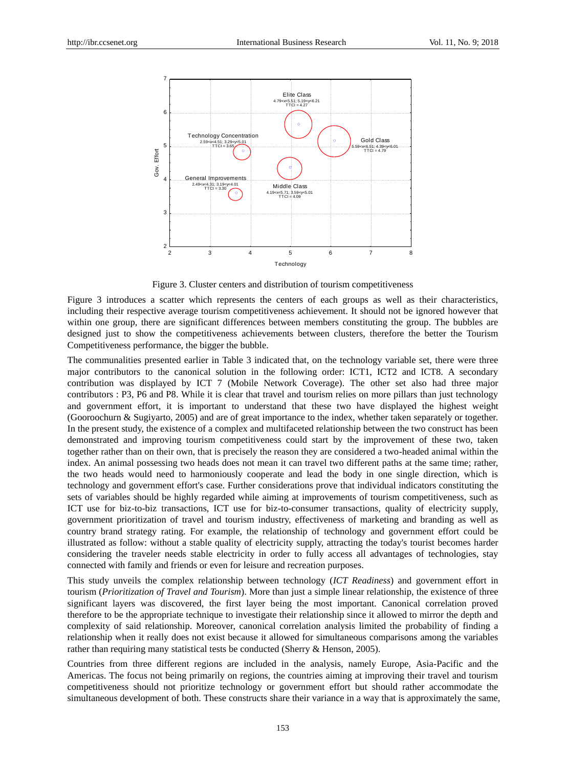Figure 3. Cluster centers and distribution of tourism competitiveness

Figure 3 introduces a scatter which represents the centers of each groups as well as their characteristics, including their respective average tourism competitiveness achievement. It should not be ignored however that within one group, there are significant differences between members constituting the group. The bubbles are designed just to show the competitiveness achievements between clusters, therefore the better the Tourism Competitiveness performance, the bigger the bubble.

The communalities presented earlier in Table 3 indicated that, on the technology variable set, there were three major contributors to the canonical solution in the following order: ICT1, ICT2 and ICT8. A secondary contribution was displayed by ICT 7 (Mobile Network Coverage). The other set also had three major contributors : P3, P6 and P8. While it is clear that travel and tourism relies on more pillars than just technology and government effort, it is important to understand that these two have displayed the highest weight (Gooroochurn & Sugiyarto, 2005) and are of great importance to the index, whether taken separately or together. In the present study, the existence of a complex and multifaceted relationship between the two construct has been demonstrated and improving tourism competitiveness could start by the improvement of these two, taken together rather than on their own, that is precisely the reason they are considered a two-headed animal within the index. An animal possessing two heads does not mean it can travel two different paths at the same time; rather, the two heads would need to harmoniously cooperate and lead the body in one single direction, which is technology and government effort's case. Further considerations prove that individual indicators constituting the sets of variables should be highly regarded while aiming at improvements of tourism competitiveness, such as ICT use for biz-to-biz transactions, ICT use for biz-to-consumer transactions, quality of electricity supply, government prioritization of travel and tourism industry, effectiveness of marketing and branding as well as country brand strategy rating. For example, the relationship of technology and government effort could be illustrated as follow: without a stable quality of electricity supply, attracting the today's tourist becomes harder considering the traveler needs stable electricity in order to fully access all advantages of technologies, stay connected with family and friends or even for leisure and recreation purposes.

This study unveils the complex relationship between technology (*ICT Readiness*) and government effort in tourism (*Prioritization of Travel and Tourism*). More than just a simple linear relationship, the existence of three significant layers was discovered, the first layer being the most important. Canonical correlation proved therefore to be the appropriate technique to investigate their relationship since it allowed to mirror the depth and complexity of said relationship. Moreover, canonical correlation analysis limited the probability of finding a relationship when it really does not exist because it allowed for simultaneous comparisons among the variables rather than requiring many statistical tests be conducted (Sherry & Henson, 2005).

Countries from three different regions are included in the analysis, namely Europe, Asia-Pacific and the Americas. The focus not being primarily on regions, the countries aiming at improving their travel and tourism competitiveness should not prioritize technology or government effort but should rather accommodate the simultaneous development of both. These constructs share their variance in a way that is approximately the same,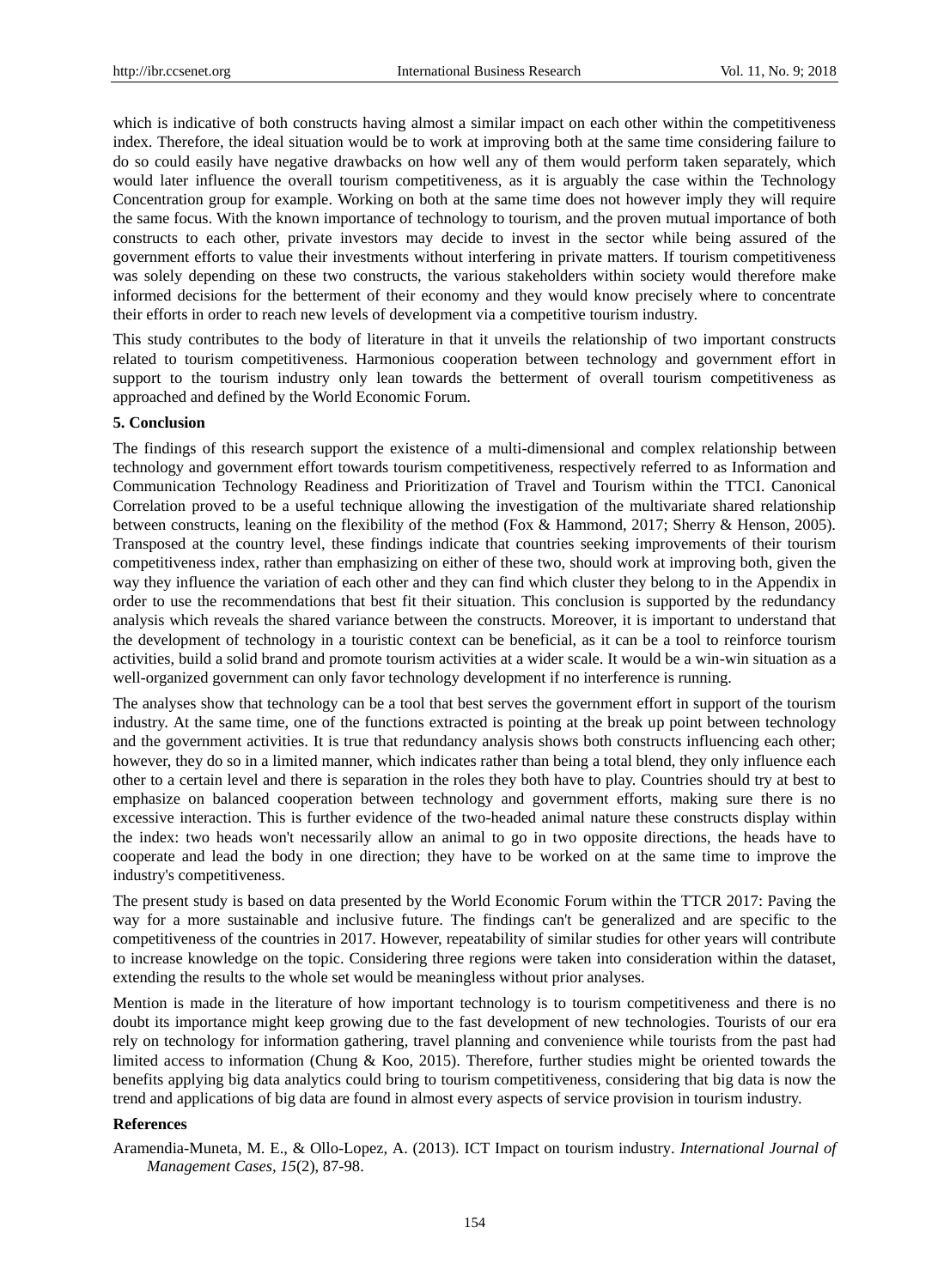which is indicative of both constructs having almost a similar impact on each other within the competitiveness index. Therefore, the ideal situation would be to work at improving both at the same time considering failure to do so could easily have negative drawbacks on how well any of them would perform taken separately, which would later influence the overall tourism competitiveness, as it is arguably the case within the Technology Concentration group for example. Working on both at the same time does not however imply they will require the same focus. With the known importance of technology to tourism, and the proven mutual importance of both constructs to each other, private investors may decide to invest in the sector while being assured of the government efforts to value their investments without interfering in private matters. If tourism competitiveness was solely depending on these two constructs, the various stakeholders within society would therefore make informed decisions for the betterment of their economy and they would know precisely where to concentrate their efforts in order to reach new levels of development via a competitive tourism industry.

This study contributes to the body of literature in that it unveils the relationship of two important constructs related to tourism competitiveness. Harmonious cooperation between technology and government effort in support to the tourism industry only lean towards the betterment of overall tourism competitiveness as approached and defined by the World Economic Forum.

## 5. Conclusion

The findings of this research support the existence of a multi-dimensional and complex relationship between technology and government effort towards tourism competitiveness, respectively referred to as Information and Communication Technology Readiness and Prioritization of Travel and Tourism within the TTCI. Canonical Correlation proved to be a useful technique allowing the investigation of the multivariate shared relationship between constructs, leaning on the flexibility of the method (Fox & Hammond, 2017; Sherry & Henson, 2005). Transposed at the country level, these findings indicate that countries seeking improvements of their tourism competitiveness index, rather than emphasizing on either of these two, should work at improving both, given the way they influence the variation of each other and they can find which cluster they belong to in the Appendix in order to use the recommendations that best fit their situation. This conclusion is supported by the redundancy analysis which reveals the shared variance between the constructs. Moreover, it is important to understand that the development of technology in a touristic context can be beneficial, as it can be a tool to reinforce tourism activities, build a solid brand and promote tourism activities at a wider scale. It would be a win-win situation as a well-organized government can only favor technology development if no interference is running.

The analyses show that technology can be a tool that best serves the government effort in support of the tourism industry. At the same time, one of the functions extracted is pointing at the break up point between technology and the government activities. It is true that redundancy analysis shows both constructs influencing each other; however, they do so in a limited manner, which indicates rather than being a total blend, they only influence each other to a certain level and there is separation in the roles they both have to play. Countries should try at best to emphasize on balanced cooperation between technology and government efforts, making sure there is no excessive interaction. This is further evidence of the two-headed animal nature these constructs display within the index: two heads won't necessarily allow an animal to go in two opposite directions, the heads have to cooperate and lead the body in one direction; they have to be worked on at the same time to improve the industry's competitiveness.

The present study is based on data presented by the World Economic Forum within the TTCR 2017: Paving the way for a more sustainable and inclusive future. The findings can't be generalized and are specific to the competitiveness of the countries in 2017. However, repeatability of similar studies for other years will contribute to increase knowledge on the topic. Considering three regions were taken into consideration within the dataset, extending the results to the whole set would be meaningless without prior analyses.

Mention is made in the literature of how important technology is to tourism competitiveness and there is no doubt its importance might keep growing due to the fast development of new technologies. Tourists of our era rely on technology for information gathering, travel planning and convenience while tourists from the past had limited access to information (Chung & Koo, 2015). Therefore, further studies might be oriented towards the benefits applying big data analytics could bring to tourism competitiveness, considering that big data is now the trend and applications of big data are found in almost every aspects of service provision in tourism industry.

## References

Aramendia-Muneta, M. E., & Ollo-Lopez, A. (2013). ICT Impact on tourism industry. *International Journal of Management Cases, 15*(2), 87-98.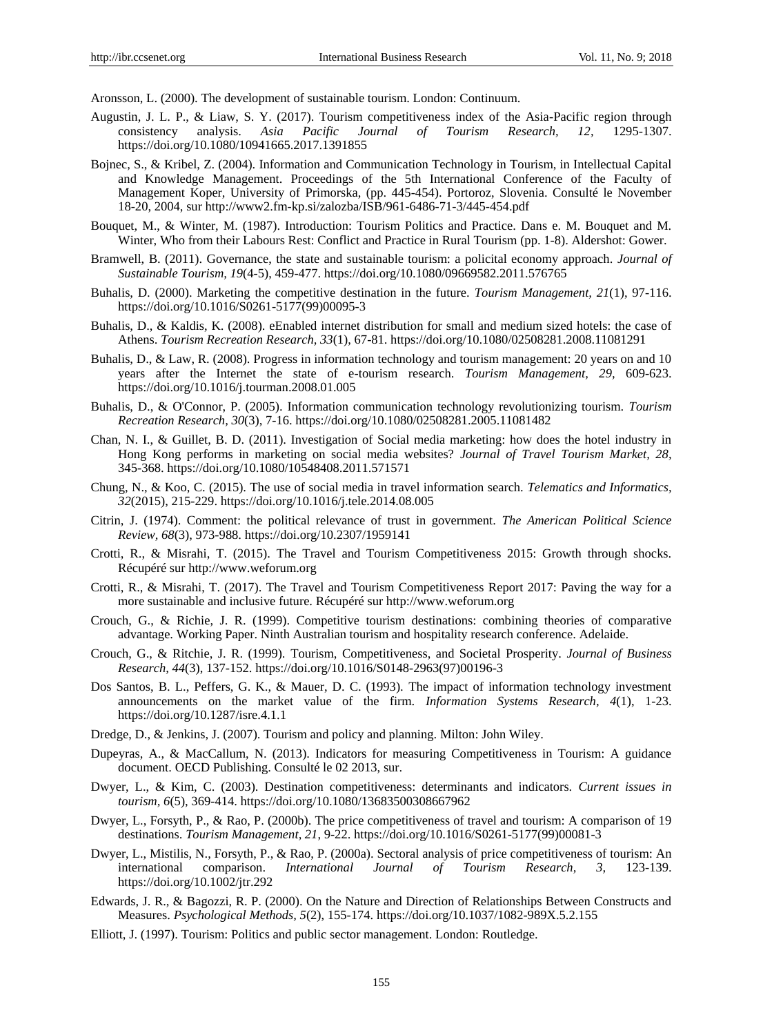Aronsson, L. (2000). The development of sustainable tourism. London: Continuum.

Augustin, J. L. P., & Liaw, S. Y. (2017). Tourism competitiveness index of the Asia-Pacific region through consistency analysis. *Asia Pacific Journal of Tourism Research, 12,* 1295-1307. https://doi.org/10.1080/10941665.2017.1391855

Bojnec, S., & Kribel, Z. (2004). Information and Communication Technology in Tourism, in Intellectual Capital and Knowledge Management. Proceedings of the 5th International Conference of the Faculty of Management Koper, University of Primorska, (pp. 445-454). Portoroz, Slovenia. Consulté le November 18-20, 2004, sur http://www2.fm-kp.si/zalozba/ISB/961-6486-71-3/445-454.pdf

Bouquet, M., & Winter, M. (1987). Introduction: Tourism Politics and Practice. Dans e. M. Bouquet and M. Winter, Who from their Labours Rest: Conflict and Practice in Rural Tourism (pp. 1-8). Aldershot: Gower.

Bramwell, B. (2011). Governance, the state and sustainable tourism: a policital economy approach. *Journal of Sustainable Tourism, 19*(4-5), 459-477. https://doi.org/10.1080/09669582.2011.576765

Buhalis, D. (2000). Marketing the competitive destination in the future. *Tourism Management, 21*(1), 97-116. https://doi.org/10.1016/S0261-5177(99)00095-3

Buhalis, D., & Kaldis, K. (2008). eEnabled internet distribution for small and medium sized hotels: the case of Athens. *Tourism Recreation Research, 33*(1), 67-81. https://doi.org/10.1080/02508281.2008.11081291

Buhalis, D., & Law, R. (2008). Progress in information technology and tourism management: 20 years on and 10 years after the Internet the state of e-tourism research. *Tourism Management, 29,* 609-623. https://doi.org/10.1016/j.tourman.2008.01.005

Buhalis, D., & O'Connor, P. (2005). Information communication technology revolutionizing tourism. *Tourism Recreation Research, 30*(3), 7-16. https://doi.org/10.1080/02508281.2005.11081482

Chan, N. I., & Guillet, B. D. (2011). Investigation of Social media marketing: how does the hotel industry in Hong Kong performs in marketing on social media websites? *Journal of Travel Tourism Market, 28,* 345-368. https://doi.org/10.1080/10548408.2011.571571

Chung, N., & Koo, C. (2015). The use of social media in travel information search. *Telematics and Informatics, 32*(2015), 215-229. https://doi.org/10.1016/j.tele.2014.08.005

Citrin, J. (1974). Comment: the political relevance of trust in government. *The American Political Science Review, 68*(3), 973-988. https://doi.org/10.2307/1959141

Crotti, R., & Misrahi, T. (2015). The Travel and Tourism Competitiveness 2015: Growth through shocks. Récupéré sur http://www.weforum.org

Crotti, R., & Misrahi, T. (2017). The Travel and Tourism Competitiveness Report 2017: Paving the way for a more sustainable and inclusive future. Récupéré sur http://www.weforum.org

Crouch, G., & Richie, J. R. (1999). Competitive tourism destinations: combining theories of comparative advantage. Working Paper. Ninth Australian tourism and hospitality research conference. Adelaide.

Crouch, G., & Ritchie, J. R. (1999). Tourism, Competitiveness, and Societal Prosperity. *Journal of Business Research, 44*(3), 137-152. https://doi.org/10.1016/S0148-2963(97)00196-3

Dos Santos, B. L., Peffers, G. K., & Mauer, D. C. (1993). The impact of information technology investment announcements on the market value of the firm. *Information Systems Research, 4*(1), 1-23. https://doi.org/10.1287/isre.4.1.1

Dredge, D., & Jenkins, J. (2007). Tourism and policy and planning. Milton: John Wiley.

Dupeyras, A., & MacCallum, N. (2013). Indicators for measuring Competitiveness in Tourism: A guidance document. OECD Publishing. Consulté le 02 2013, sur.

Dwyer, L., & Kim, C. (2003). Destination competitiveness: determinants and indicators. *Current issues in tourism, 6*(5), 369-414. https://doi.org/10.1080/13683500308667962

Dwyer, L., Forsyth, P., & Rao, P. (2000b). The price competitiveness of travel and tourism: A comparison of 19 destinations. *Tourism Management, 21,* 9-22. https://doi.org/10.1016/S0261-5177(99)00081-3

Dwyer, L., Mistilis, N., Forsyth, P., & Rao, P. (2000a). Sectoral analysis of price competitiveness of tourism: An international comparison. *International Journal of Tourism Research, 3,* 123-139. https://doi.org/10.1002/jtr.292

Edwards, J. R., & Bagozzi, R. P. (2000). On the Nature and Direction of Relationships Between Constructs and Measures. *Psychological Methods, 5*(2), 155-174. https://doi.org/10.1037/1082-989X.5.2.155

Elliott, J. (1997). Tourism: Politics and public sector management. London: Routledge.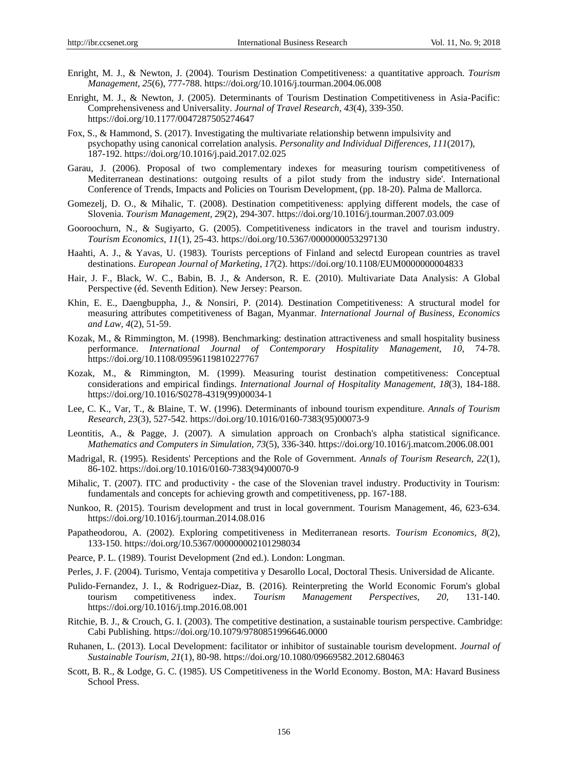Enright, M. J., & Newton, J. (2004). Tourism Destination Competitiveness: a quantitative approach. *Tourism Management, 25*(6), 777-788. https://doi.org/10.1016/j.tourman.2004.06.008

Enright, M. J., & Newton, J. (2005). Determinants of Tourism Destination Competitiveness in Asia-Pacific: Comprehensiveness and Universality. *Journal of Travel Research, 43*(4), 339-350. https://doi.org/10.1177/0047287505274647

Fox, S., & Hammond, S. (2017). Investigating the multivariate relationship betwenn impulsivity and psychopathy using canonical correlation analysis. *Personality and Individual Differences, 111*(2017), 187-192. https://doi.org/10.1016/j.paid.2017.02.025

Garau, J. (2006). Proposal of two complementary indexes for measuring tourism competitiveness of Mediterranean destinations: outgoing results of a pilot study from the industry side'. International Conference of Trends, Impacts and Policies on Tourism Development, (pp. 18-20). Palma de Mallorca.

Gomezelj, D. O., & Mihalic, T. (2008). Destination competitiveness: applying different models, the case of Slovenia. *Tourism Management, 29*(2), 294-307. https://doi.org/10.1016/j.tourman.2007.03.009

Gooroochurn, N., & Sugiyarto, G. (2005). Competitiveness indicators in the travel and tourism industry. *Tourism Economics, 11*(1), 25-43. https://doi.org/10.5367/0000000053297130

Haahti, A. J., & Yavas, U. (1983). Tourists perceptions of Finland and selectd European countries as travel destinations. *European Journal of Marketing, 17*(2). https://doi.org/10.1108/EUM0000000004833

Hair, J. F., Black, W. C., Babin, B. J., & Anderson, R. E. (2010). Multivariate Data Analysis: A Global Perspective (éd. Seventh Edition). New Jersey: Pearson.

Khin, E. E., Daengbuppha, J., & Nonsiri, P. (2014). Destination Competitiveness: A structural model for measuring attributes competitiveness of Bagan, Myanmar. *International Journal of Business, Economics and Law, 4*(2), 51-59.

Kozak, M., & Rimmington, M. (1998). Benchmarking: destination attractiveness and small hospitality business performance. *International Journal of Contemporary Hospitality Management, 10,* 74-78. https://doi.org/10.1108/09596119810227767

Kozak, M., & Rimmington, M. (1999). Measuring tourist destination competitiveness: Conceptual considerations and empirical findings. *International Journal of Hospitality Management, 18*(3), 184-188. https://doi.org/10.1016/S0278-4319(99)00034-1

Lee, C. K., Var, T., & Blaine, T. W. (1996). Determinants of inbound tourism expenditure. *Annals of Tourism Research, 23*(3), 527-542. https://doi.org/10.1016/0160-7383(95)00073-9

Leontitis, A., & Pagge, J. (2007). A simulation approach on Cronbach's alpha statistical significance. *Mathematics and Computers in Simulation, 73*(5), 336-340. https://doi.org/10.1016/j.matcom.2006.08.001

Madrigal, R. (1995). Residents' Perceptions and the Role of Government. *Annals of Tourism Research, 22*(1), 86-102. https://doi.org/10.1016/0160-7383(94)00070-9

Mihalic, T. (2007). ITC and productivity - the case of the Slovenian travel industry. Productivity in Tourism: fundamentals and concepts for achieving growth and competitiveness, pp. 167-188.

Nunkoo, R. (2015). Tourism development and trust in local government. Tourism Management, 46, 623-634. https://doi.org/10.1016/j.tourman.2014.08.016

Papatheodorou, A. (2002). Exploring competitiveness in Mediterranean resorts. *Tourism Economics, 8*(2), 133-150. https://doi.org/10.5367/000000002101298034

Pearce, P. L. (1989). Tourist Development (2nd ed.). London: Longman.

Perles, J. F. (2004). Turismo, Ventaja competitiva y Desarollo Local, Doctoral Thesis. Universidad de Alicante.

Pulido-Fernandez, J. I., & Rodriguez-Diaz, B. (2016). Reinterpreting the World Economic Forum's global tourism competitiveness index. *Tourism Management Perspectives, 20,* 131-140. https://doi.org/10.1016/j.tmp.2016.08.001

Ritchie, B. J., & Crouch, G. I. (2003). The competitive destination, a sustainable tourism perspective. Cambridge: Cabi Publishing. https://doi.org/10.1079/9780851996646.0000

Ruhanen, L. (2013). Local Development: facilitator or inhibitor of sustainable tourism development. *Journal of Sustainable Tourism, 21*(1), 80-98. https://doi.org/10.1080/09669582.2012.680463

Scott, B. R., & Lodge, G. C. (1985). US Competitiveness in the World Economy. Boston, MA: Havard Business School Press.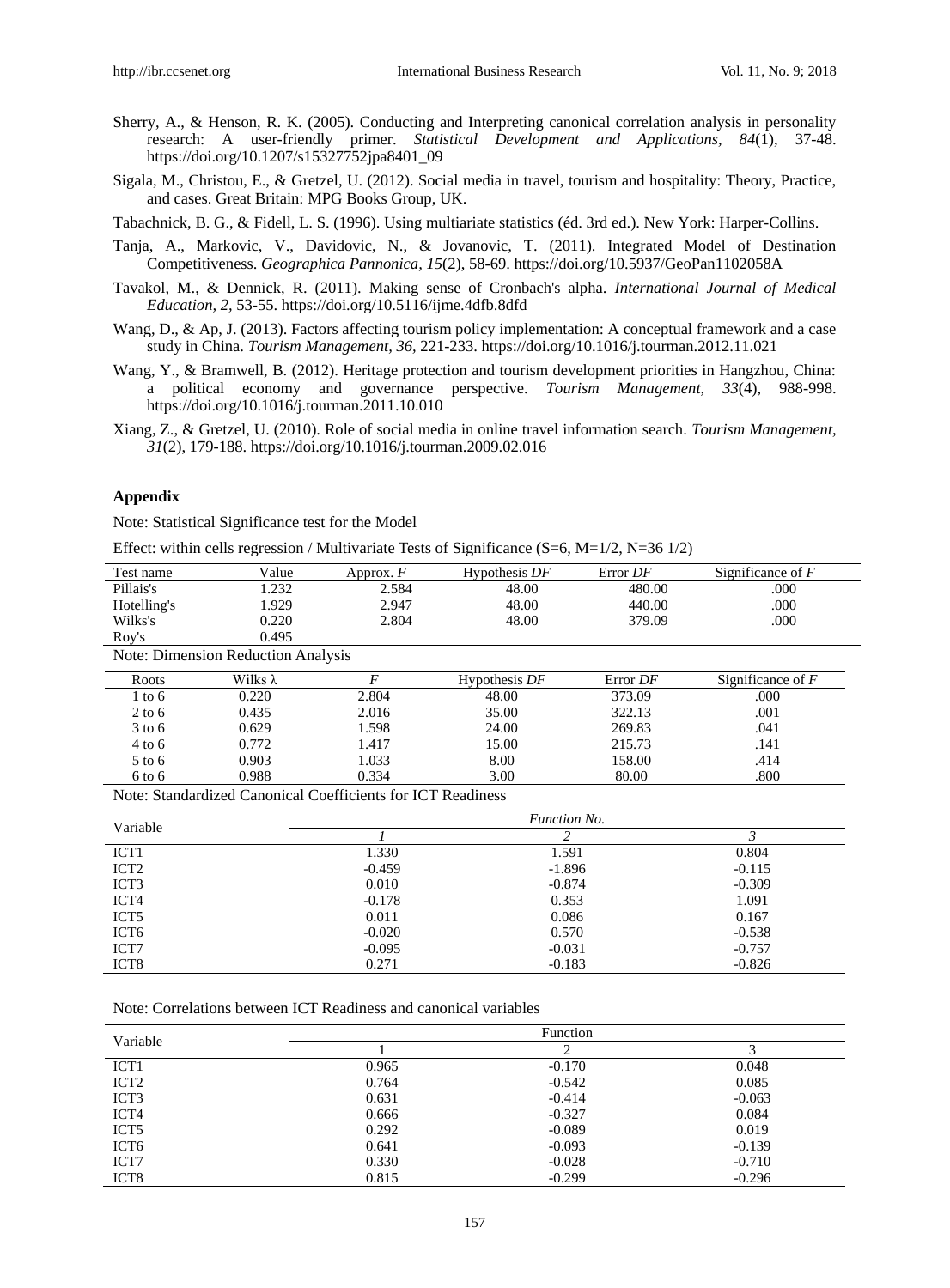Sherry, A., & Henson, R. K. (2005). Conducting and Interpreting canonical correlation analysis in personality research: A user-friendly primer. *Statistical Development and Applications, 84*(1), 37-48. https://doi.org/10.1207/s15327752jpa8401_09

Sigala, M., Christou, E., & Gretzel, U. (2012). Social media in travel, tourism and hospitality: Theory, Practice, and cases. Great Britain: MPG Books Group, UK.

Tabachnick, B. G., & Fidell, L. S. (1996). Using multiariate statistics (éd. 3rd ed.). New York: Harper-Collins.

Tanja, A., Markovic, V., Davidovic, N., & Jovanovic, T. (2011). Integrated Model of Destination Competitiveness. *Geographica Pannonica, 15*(2), 58-69. https://doi.org/10.5937/GeoPan1102058A

Tavakol, M., & Dennick, R. (2011). Making sense of Cronbach's alpha. *International Journal of Medical Education, 2*, 53-55. https://doi.org/10.5116/ijme.4dfb.8dfd

Wang, D., & Ap, J. (2013). Factors affecting tourism policy implementation: A conceptual framework and a case study in China. *Tourism Management, 36*, 221-233. https://doi.org/10.1016/j.tourman.2012.11.021

Wang, Y., & Bramwell, B. (2012). Heritage protection and tourism development priorities in Hangzhou, China: a political economy and governance perspective. *Tourism Management, 33*(4), 988-998. https://doi.org/10.1016/j.tourman.2011.10.010

Xiang, Z., & Gretzel, U. (2010). Role of social media in online travel information search. *Tourism Management, 31*(2), 179-188. https://doi.org/10.1016/j.tourman.2009.02.016

## Appendix

Note: Statistical Significance test for the Model

Effect: within cells regression / Multivariate Tests of Significance (S=6, M=1/2, N=36 1/2)

| Test name | Value | Approx. *F* | Hypothesis *DF* | Error *DF* | Significance of *F* |
|---|---|---|---|---|---|
| Pillais's | 1.232 | 2.584 | 48.00 | 480.00 | .000 |
| Hotelling's | 1.929 | 2.947 | 48.00 | 440.00 | .000 |
| Wilks's | 0.220 | 2.804 | 48.00 | 379.09 | .000 |
| Roy's | 0.495 | | | | |

Note: Dimension Reduction Analysis

| Roots | Wilks λ | *F* | Hypothesis *DF* | Error *DF* | Significance of *F* |
|---|---|---|---|---|---|
| 1 to 6 | 0.220 | 2.804 | 48.00 | 373.09 | .000 |
| 2 to 6 | 0.435 | 2.016 | 35.00 | 322.13 | .001 |
| 3 to 6 | 0.629 | 1.598 | 24.00 | 269.83 | .041 |
| 4 to 6 | 0.772 | 1.417 | 15.00 | 215.73 | .141 |
| 5 to 6 | 0.903 | 1.033 | 8.00 | 158.00 | .414 |
| 6 to 6 | 0.988 | 0.334 | 3.00 | 80.00 | .800 |

Note: Standardized Canonical Coefficients for ICT Readiness

| Variable | *Function No.* | | |
|---|---|---|---|
| | *1* | *2* | *3* |
| ICT1 | 1.330 | 1.591 | 0.804 |
| ICT2 | -0.459 | -1.896 | -0.115 |
| ICT3 | 0.010 | -0.874 | -0.309 |
| ICT4 | -0.178 | 0.353 | 1.091 |
| ICT5 | 0.011 | 0.086 | 0.167 |
| ICT6 | -0.020 | 0.570 | -0.538 |
| ICT7 | -0.095 | -0.031 | -0.757 |
| ICT8 | 0.271 | -0.183 | -0.826 |

Note: Correlations between ICT Readiness and canonical variables

| Variable | Function | | |
|---|---|---|---|
| | 1 | 2 | 3 |
| ICT1 | 0.965 | -0.170 | 0.048 |
| ICT2 | 0.764 | -0.542 | 0.085 |
| ICT3 | 0.631 | -0.414 | -0.063 |
| ICT4 | 0.666 | -0.327 | 0.084 |
| ICT5 | 0.292 | -0.089 | 0.019 |
| ICT6 | 0.641 | -0.093 | -0.139 |
| ICT7 | 0.330 | -0.028 | -0.710 |
| ICT8 | 0.815 | -0.299 | -0.296 |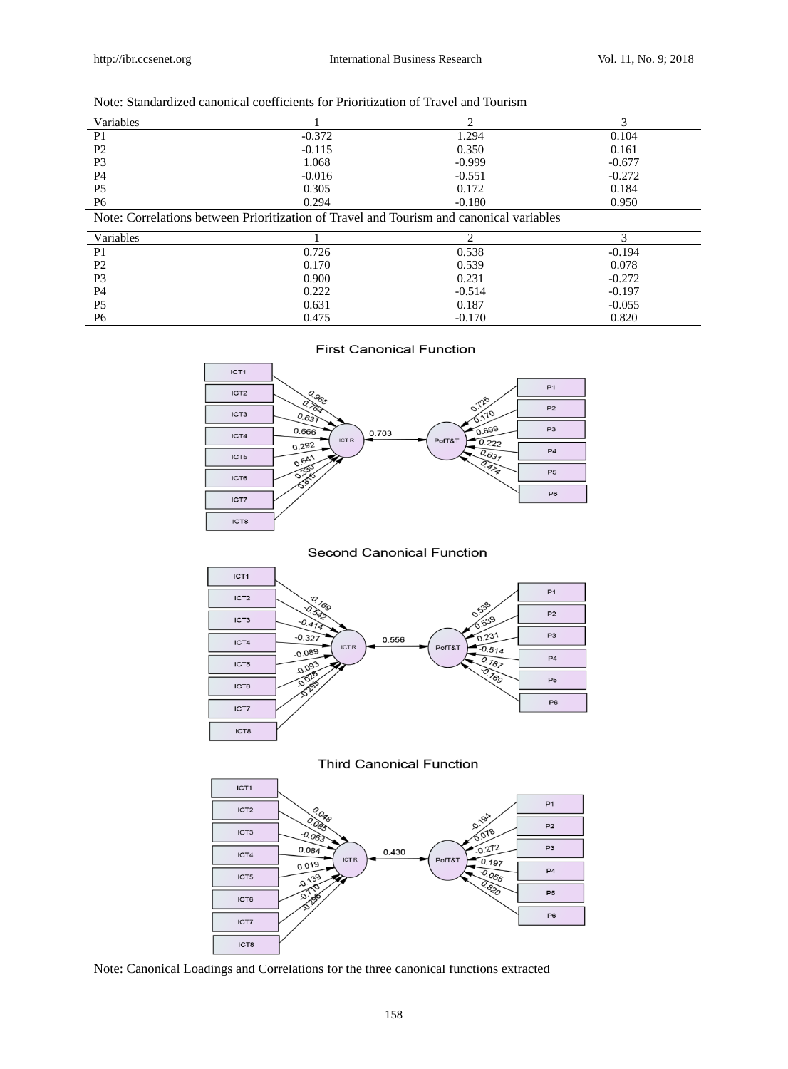Note: Standardized canonical coefficients for Prioritization of Travel and Tourism

| Variables | 1 | 2 | 3 |
|---|---|---|---|
| P1 | -0.372 | 1.294 | 0.104 |
| P2 | -0.115 | 0.350 | 0.161 |
| P3 | 1.068 | -0.999 | -0.677 |
| P4 | -0.016 | -0.551 | -0.272 |
| P5 | 0.305 | 0.172 | 0.184 |
| P6 | 0.294 | -0.180 | 0.950 |

Note: Correlations between Prioritization of Travel and Tourism and canonical variables

| Variables | 1 | 2 | 3 |
|---|---|---|---|
| P1 | 0.726 | 0.538 | -0.194 |
| P2 | 0.170 | 0.539 | 0.078 |
| P3 | 0.900 | 0.231 | -0.272 |
| P4 | 0.222 | -0.514 | -0.197 |
| P5 | 0.631 | 0.187 | -0.055 |
| P6 | 0.475 | -0.170 | 0.820 |

Note: Canonical Loadings and Correlations for the three canonical functions extracted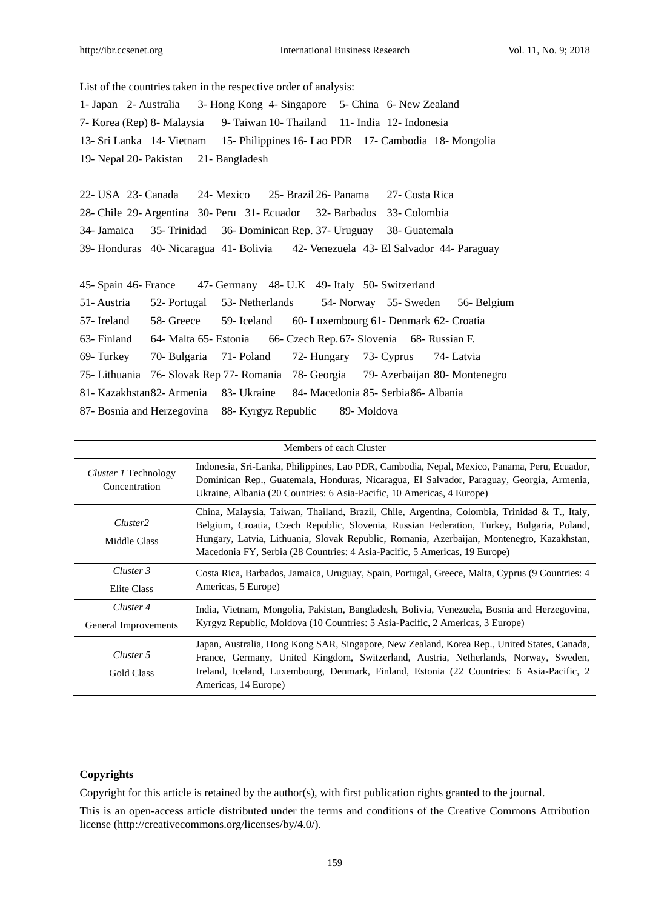List of the countries taken in the respective order of analysis:

1- Japan 2- Australia 3- Hong Kong 4- Singapore 5- China 6- New Zealand
7- Korea (Rep) 8- Malaysia 9- Taiwan 10- Thailand 11- India 12- Indonesia
13- Sri Lanka 14- Vietnam 15- Philippines 16- Lao PDR 17- Cambodia 18- Mongolia
19- Nepal 20- Pakistan 21- Bangladesh

22- USA 23- Canada 24- Mexico 25- Brazil 26- Panama 27- Costa Rica
28- Chile 29- Argentina 30- Peru 31- Ecuador 32- Barbados 33- Colombia
34- Jamaica 35- Trinidad 36- Dominican Rep. 37- Uruguay 38- Guatemala
39- Honduras 40- Nicaragua 41- Bolivia 42- Venezuela 43- El Salvador 44- Paraguay

45- Spain 46- France 47- Germany 48- U.K 49- Italy 50- Switzerland
51- Austria 52- Portugal 53- Netherlands 54- Norway 55- Sweden 56- Belgium
57- Ireland 58- Greece 59- Iceland 60- Luxembourg 61- Denmark 62- Croatia
63- Finland 64- Malta 65- Estonia 66- Czech Rep. 67- Slovenia 68- Russian F.
69- Turkey 70- Bulgaria 71- Poland 72- Hungary 73- Cyprus 74- Latvia
75- Lithuania 76- Slovak Rep 77- Romania 78- Georgia 79- Azerbaijan 80- Montenegro
81- Kazakhstan 82- Armenia 83- Ukraine 84- Macedonia 85- Serbia 86- Albania
87- Bosnia and Herzegovina 88- Kyrgyz Republic 89- Moldova

| | Members of each Cluster |
|---|---|
| *Cluster 1* Technology Concentration | Indonesia, Sri-Lanka, Philippines, Lao PDR, Cambodia, Nepal, Mexico, Panama, Peru, Ecuador, Dominican Rep., Guatemala, Honduras, Nicaragua, El Salvador, Paraguay, Georgia, Armenia, Ukraine, Albania (20 Countries: 6 Asia-Pacific, 10 Americas, 4 Europe) |
| *Cluster2* Middle Class | China, Malaysia, Taiwan, Thailand, Brazil, Chile, Argentina, Colombia, Trinidad & T., Italy, Belgium, Croatia, Czech Republic, Slovenia, Russian Federation, Turkey, Bulgaria, Poland, Hungary, Latvia, Lithuania, Slovak Republic, Romania, Azerbaijan, Montenegro, Kazakhstan, Macedonia FY, Serbia (28 Countries: 4 Asia-Pacific, 5 Americas, 19 Europe) |
| *Cluster 3* Elite Class | Costa Rica, Barbados, Jamaica, Uruguay, Spain, Portugal, Greece, Malta, Cyprus (9 Countries: 4 Americas, 5 Europe) |
| *Cluster 4* General Improvements | India, Vietnam, Mongolia, Pakistan, Bangladesh, Bolivia, Venezuela, Bosnia and Herzegovina, Kyrgyz Republic, Moldova (10 Countries: 5 Asia-Pacific, 2 Americas, 3 Europe) |
| *Cluster 5* Gold Class | Japan, Australia, Hong Kong SAR, Singapore, New Zealand, Korea Rep., United States, Canada, France, Germany, United Kingdom, Switzerland, Austria, Netherlands, Norway, Sweden, Ireland, Iceland, Luxembourg, Denmark, Finland, Estonia (22 Countries: 6 Asia-Pacific, 2 Americas, 14 Europe) |

**Copyrights**

Copyright for this article is retained by the author(s), with first publication rights granted to the journal.

This is an open-access article distributed under the terms and conditions of the Creative Commons Attribution license (http://creativecommons.org/licenses/by/4.0/).